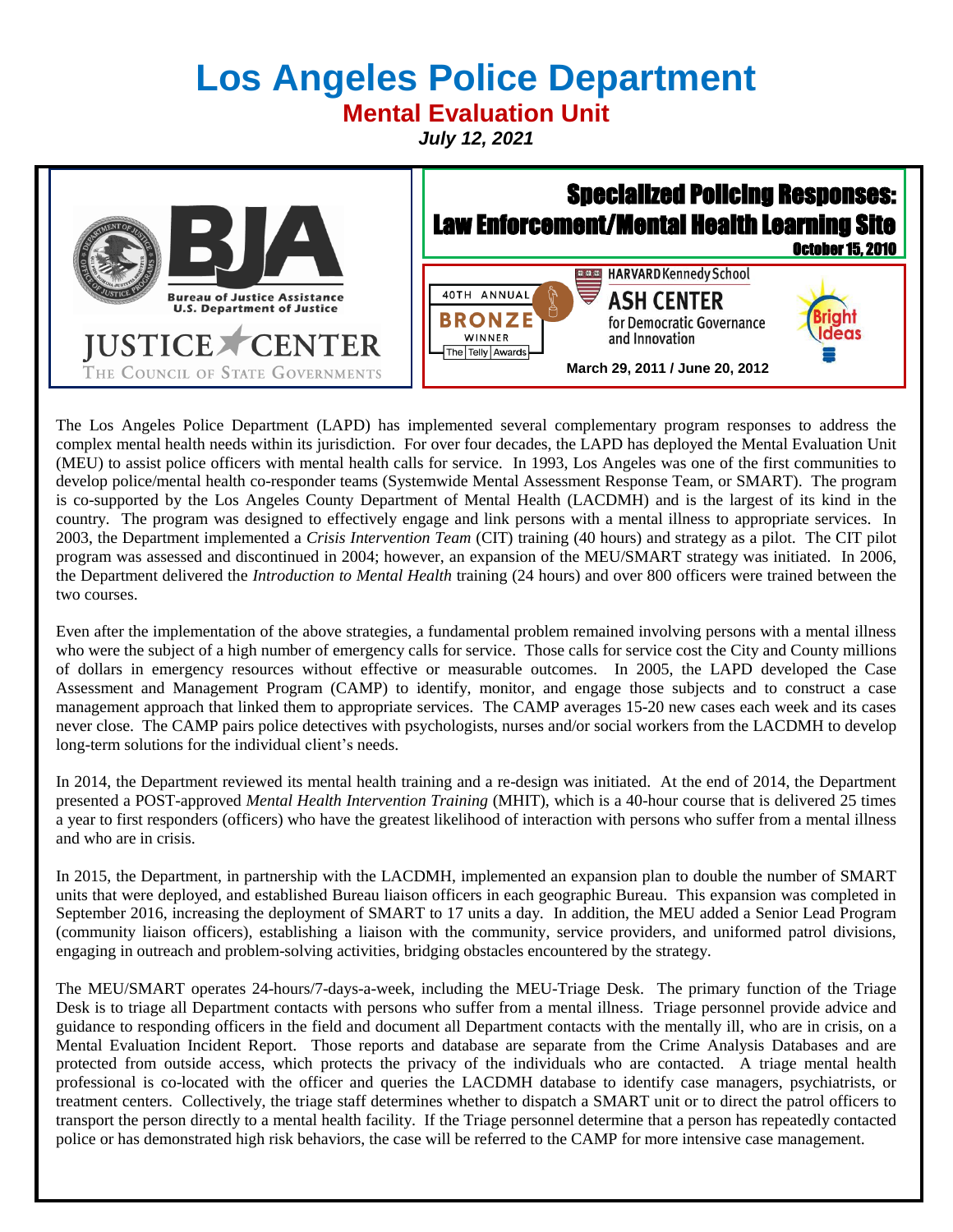# Los Angeles Police Department

## Mental Evaluation Unit

***July 12, 2021***

Bureau of Justice Assistance
U.S. Department of Justice

JUSTICE CENTER
THE COUNCIL OF STATE GOVERNMENTS

**Specialized Policing Responses: Law Enforcement/Mental Health Learning Site**
**October 15, 2010**

40TH ANNUAL BRONZE WINNER The Telly Awards

HARVARD Kennedy School ASH CENTER for Democratic Governance and Innovation

Bright Ideas

**March 29, 2011 / June 20, 2012**

The Los Angeles Police Department (LAPD) has implemented several complementary program responses to address the complex mental health needs within its jurisdiction. For over four decades, the LAPD has deployed the Mental Evaluation Unit (MEU) to assist police officers with mental health calls for service. In 1993, Los Angeles was one of the first communities to develop police/mental health co-responder teams (Systemwide Mental Assessment Response Team, or SMART). The program is co-supported by the Los Angeles County Department of Mental Health (LACDMH) and is the largest of its kind in the country. The program was designed to effectively engage and link persons with a mental illness to appropriate services. In 2003, the Department implemented a *Crisis Intervention Team* (CIT) training (40 hours) and strategy as a pilot. The CIT pilot program was assessed and discontinued in 2004; however, an expansion of the MEU/SMART strategy was initiated. In 2006, the Department delivered the *Introduction to Mental Health* training (24 hours) and over 800 officers were trained between the two courses.

Even after the implementation of the above strategies, a fundamental problem remained involving persons with a mental illness who were the subject of a high number of emergency calls for service. Those calls for service cost the City and County millions of dollars in emergency resources without effective or measurable outcomes. In 2005, the LAPD developed the Case Assessment and Management Program (CAMP) to identify, monitor, and engage those subjects and to construct a case management approach that linked them to appropriate services. The CAMP averages 15-20 new cases each week and its cases never close. The CAMP pairs police detectives with psychologists, nurses and/or social workers from the LACDMH to develop long-term solutions for the individual client's needs.

In 2014, the Department reviewed its mental health training and a re-design was initiated. At the end of 2014, the Department presented a POST-approved *Mental Health Intervention Training* (MHIT), which is a 40-hour course that is delivered 25 times a year to first responders (officers) who have the greatest likelihood of interaction with persons who suffer from a mental illness and who are in crisis.

In 2015, the Department, in partnership with the LACDMH, implemented an expansion plan to double the number of SMART units that were deployed, and established Bureau liaison officers in each geographic Bureau. This expansion was completed in September 2016, increasing the deployment of SMART to 17 units a day. In addition, the MEU added a Senior Lead Program (community liaison officers), establishing a liaison with the community, service providers, and uniformed patrol divisions, engaging in outreach and problem-solving activities, bridging obstacles encountered by the strategy.

The MEU/SMART operates 24-hours/7-days-a-week, including the MEU-Triage Desk. The primary function of the Triage Desk is to triage all Department contacts with persons who suffer from a mental illness. Triage personnel provide advice and guidance to responding officers in the field and document all Department contacts with the mentally ill, who are in crisis, on a Mental Evaluation Incident Report. Those reports and database are separate from the Crime Analysis Databases and are protected from outside access, which protects the privacy of the individuals who are contacted. A triage mental health professional is co-located with the officer and queries the LACDMH database to identify case managers, psychiatrists, or treatment centers. Collectively, the triage staff determines whether to dispatch a SMART unit or to direct the patrol officers to transport the person directly to a mental health facility. If the Triage personnel determine that a person has repeatedly contacted police or has demonstrated high risk behaviors, the case will be referred to the CAMP for more intensive case management.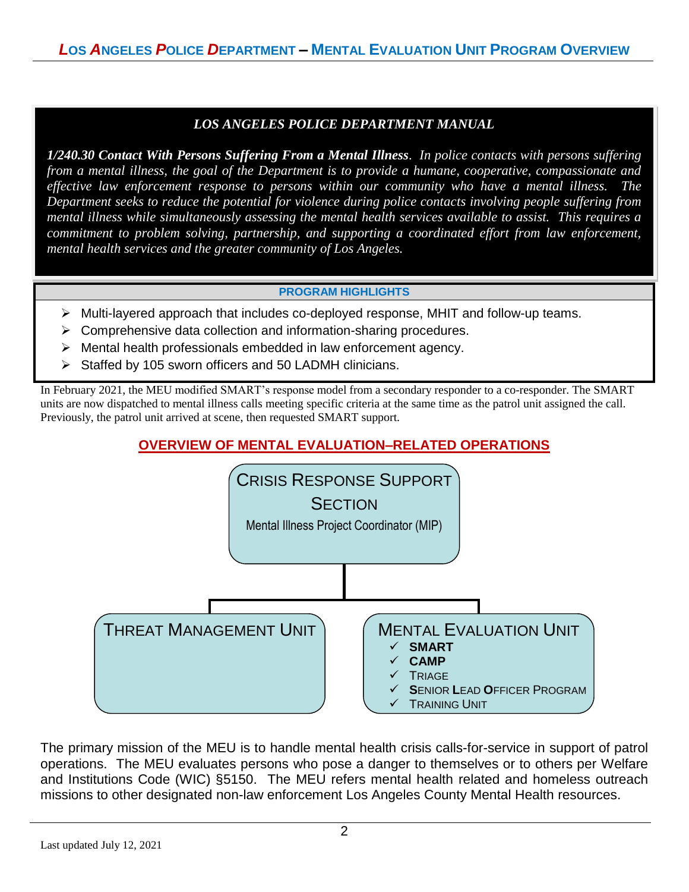### LOS ANGELES POLICE DEPARTMENT MANUAL

***1/240.30 Contact With Persons Suffering From a Mental Illness****. In police contacts with persons suffering from a mental illness, the goal of the Department is to provide a humane, cooperative, compassionate and effective law enforcement response to persons within our community who have a mental illness. The Department seeks to reduce the potential for violence during police contacts involving people suffering from mental illness while simultaneously assessing the mental health services available to assist. This requires a commitment to problem solving, partnership, and supporting a coordinated effort from law enforcement, mental health services and the greater community of Los Angeles.*

**PROGRAM HIGHLIGHTS**

- Multi-layered approach that includes co-deployed response, MHIT and follow-up teams.
- Comprehensive data collection and information-sharing procedures.
- Mental health professionals embedded in law enforcement agency.
- Staffed by 105 sworn officers and 50 LADMH clinicians.

In February 2021, the MEU modified SMART's response model from a secondary responder to a co-responder. The SMART units are now dispatched to mental illness calls meeting specific criteria at the same time as the patrol unit assigned the call. Previously, the patrol unit arrived at scene, then requested SMART support.

## OVERVIEW OF MENTAL EVALUATION–RELATED OPERATIONS

**CRISIS RESPONSE SUPPORT SECTION**
Mental Illness Project Coordinator (MIP)

- **THREAT MANAGEMENT UNIT**
- **MENTAL EVALUATION UNIT**
  - ✓ **SMART**
  - ✓ **CAMP**
  - ✓ TRIAGE
  - ✓ **S**ENIOR **L**EAD **O**FFICER PROGRAM
  - ✓ TRAINING UNIT

The primary mission of the MEU is to handle mental health crisis calls-for-service in support of patrol operations. The MEU evaluates persons who pose a danger to themselves or to others per Welfare and Institutions Code (WIC) §5150. The MEU refers mental health related and homeless outreach missions to other designated non-law enforcement Los Angeles County Mental Health resources.

Last updated July 12, 2021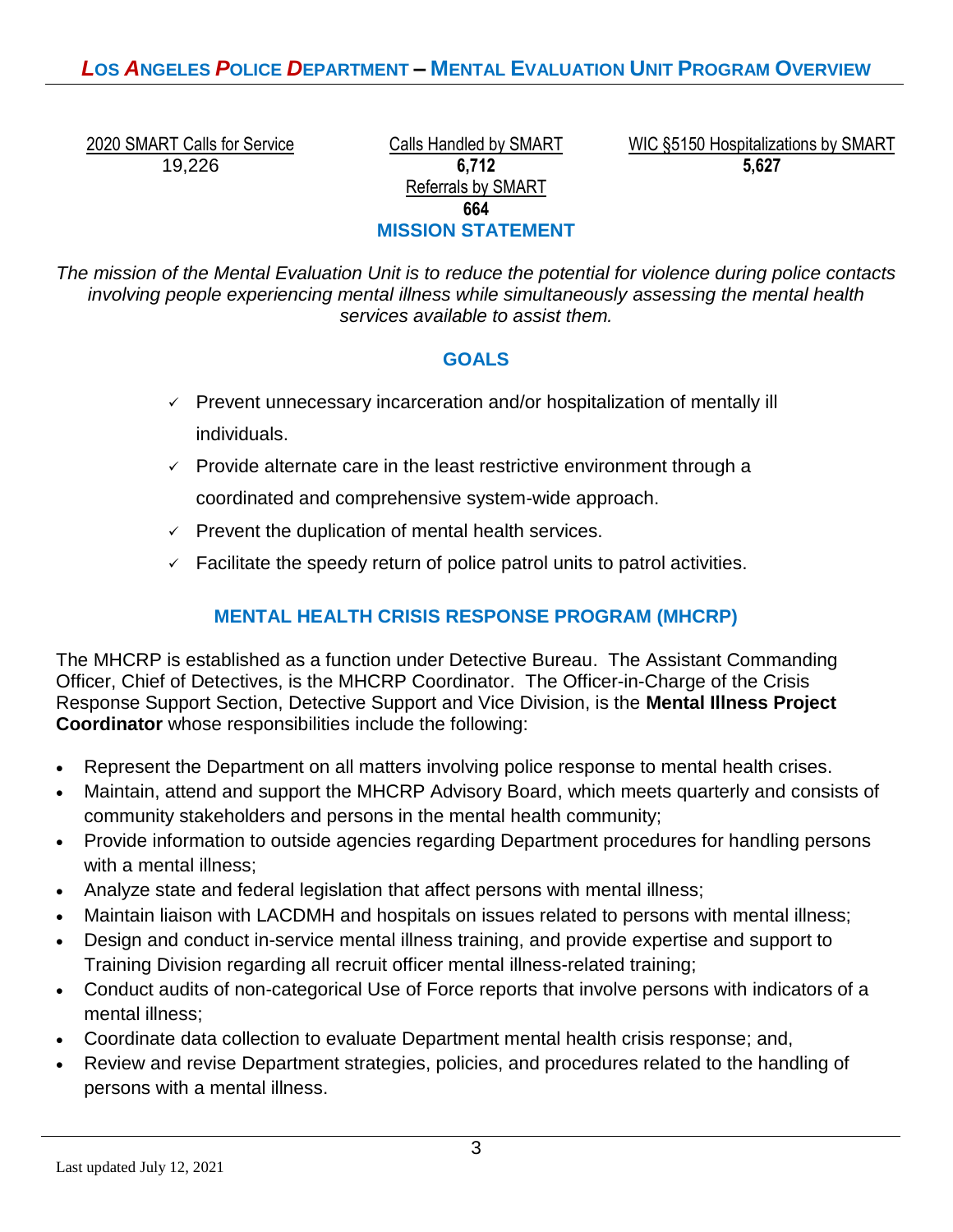## LOS ANGELES POLICE DEPARTMENT – MENTAL EVALUATION UNIT PROGRAM OVERVIEW

| 2020 SMART Calls for Service | Calls Handled by SMART | WIC §5150 Hospitalizations by SMART |
|---|---|---|
| 19,226 | **6,712** | **5,627** |

Referrals by SMART
**664**

### MISSION STATEMENT

*The mission of the Mental Evaluation Unit is to reduce the potential for violence during police contacts involving people experiencing mental illness while simultaneously assessing the mental health services available to assist them.*

### GOALS

- ✓ Prevent unnecessary incarceration and/or hospitalization of mentally ill individuals.
- ✓ Provide alternate care in the least restrictive environment through a coordinated and comprehensive system-wide approach.
- ✓ Prevent the duplication of mental health services.
- ✓ Facilitate the speedy return of police patrol units to patrol activities.

### MENTAL HEALTH CRISIS RESPONSE PROGRAM (MHCRP)

The MHCRP is established as a function under Detective Bureau. The Assistant Commanding Officer, Chief of Detectives, is the MHCRP Coordinator. The Officer-in-Charge of the Crisis Response Support Section, Detective Support and Vice Division, is the **Mental Illness Project Coordinator** whose responsibilities include the following:

- Represent the Department on all matters involving police response to mental health crises.
- Maintain, attend and support the MHCRP Advisory Board, which meets quarterly and consists of community stakeholders and persons in the mental health community;
- Provide information to outside agencies regarding Department procedures for handling persons with a mental illness;
- Analyze state and federal legislation that affect persons with mental illness;
- Maintain liaison with LACDMH and hospitals on issues related to persons with mental illness;
- Design and conduct in-service mental illness training, and provide expertise and support to Training Division regarding all recruit officer mental illness-related training;
- Conduct audits of non-categorical Use of Force reports that involve persons with indicators of a mental illness;
- Coordinate data collection to evaluate Department mental health crisis response; and,
- Review and revise Department strategies, policies, and procedures related to the handling of persons with a mental illness.

Last updated July 12, 2021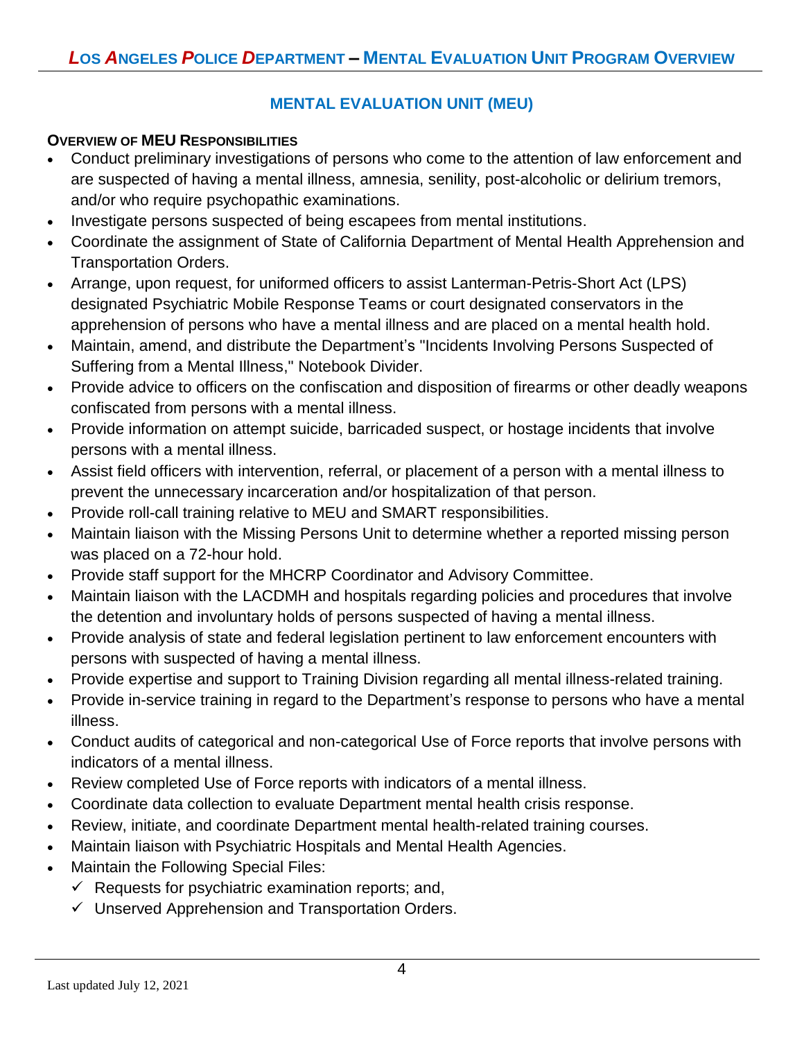## MENTAL EVALUATION UNIT (MEU)

### OVERVIEW OF MEU RESPONSIBILITIES

- Conduct preliminary investigations of persons who come to the attention of law enforcement and are suspected of having a mental illness, amnesia, senility, post-alcoholic or delirium tremors, and/or who require psychopathic examinations.
- Investigate persons suspected of being escapees from mental institutions.
- Coordinate the assignment of State of California Department of Mental Health Apprehension and Transportation Orders.
- Arrange, upon request, for uniformed officers to assist Lanterman-Petris-Short Act (LPS) designated Psychiatric Mobile Response Teams or court designated conservators in the apprehension of persons who have a mental illness and are placed on a mental health hold.
- Maintain, amend, and distribute the Department's "Incidents Involving Persons Suspected of Suffering from a Mental Illness," Notebook Divider.
- Provide advice to officers on the confiscation and disposition of firearms or other deadly weapons confiscated from persons with a mental illness.
- Provide information on attempt suicide, barricaded suspect, or hostage incidents that involve persons with a mental illness.
- Assist field officers with intervention, referral, or placement of a person with a mental illness to prevent the unnecessary incarceration and/or hospitalization of that person.
- Provide roll-call training relative to MEU and SMART responsibilities.
- Maintain liaison with the Missing Persons Unit to determine whether a reported missing person was placed on a 72-hour hold.
- Provide staff support for the MHCRP Coordinator and Advisory Committee.
- Maintain liaison with the LACDMH and hospitals regarding policies and procedures that involve the detention and involuntary holds of persons suspected of having a mental illness.
- Provide analysis of state and federal legislation pertinent to law enforcement encounters with persons with suspected of having a mental illness.
- Provide expertise and support to Training Division regarding all mental illness-related training.
- Provide in-service training in regard to the Department's response to persons who have a mental illness.
- Conduct audits of categorical and non-categorical Use of Force reports that involve persons with indicators of a mental illness.
- Review completed Use of Force reports with indicators of a mental illness.
- Coordinate data collection to evaluate Department mental health crisis response.
- Review, initiate, and coordinate Department mental health-related training courses.
- Maintain liaison with Psychiatric Hospitals and Mental Health Agencies.
- Maintain the Following Special Files:
  - ✓ Requests for psychiatric examination reports; and,
  - ✓ Unserved Apprehension and Transportation Orders.

Last updated July 12, 2021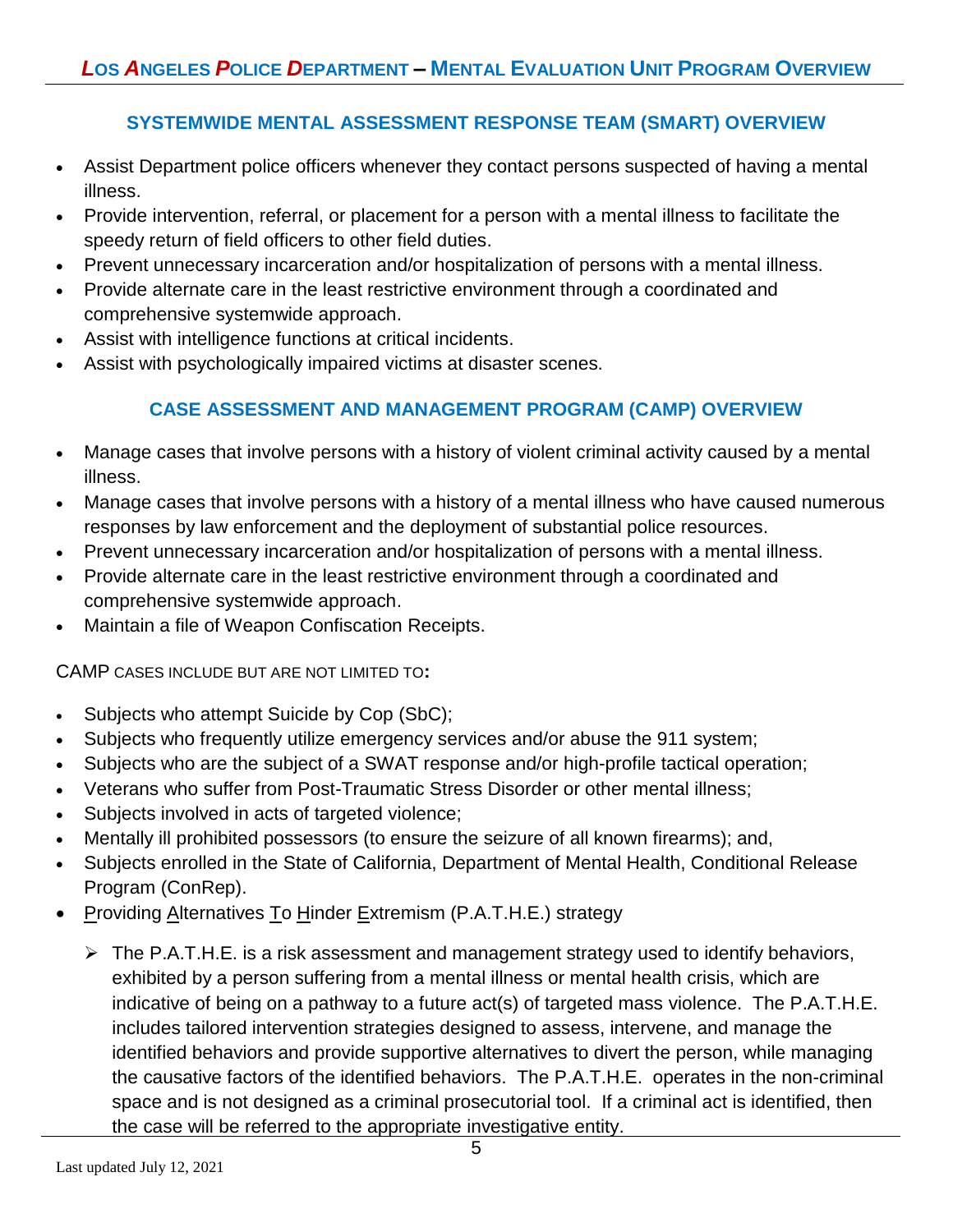## SYSTEMWIDE MENTAL ASSESSMENT RESPONSE TEAM (SMART) OVERVIEW

- Assist Department police officers whenever they contact persons suspected of having a mental illness.
- Provide intervention, referral, or placement for a person with a mental illness to facilitate the speedy return of field officers to other field duties.
- Prevent unnecessary incarceration and/or hospitalization of persons with a mental illness.
- Provide alternate care in the least restrictive environment through a coordinated and comprehensive systemwide approach.
- Assist with intelligence functions at critical incidents.
- Assist with psychologically impaired victims at disaster scenes.

## CASE ASSESSMENT AND MANAGEMENT PROGRAM (CAMP) OVERVIEW

- Manage cases that involve persons with a history of violent criminal activity caused by a mental illness.
- Manage cases that involve persons with a history of a mental illness who have caused numerous responses by law enforcement and the deployment of substantial police resources.
- Prevent unnecessary incarceration and/or hospitalization of persons with a mental illness.
- Provide alternate care in the least restrictive environment through a coordinated and comprehensive systemwide approach.
- Maintain a file of Weapon Confiscation Receipts.

CAMP CASES INCLUDE BUT ARE NOT LIMITED TO**:**

- Subjects who attempt Suicide by Cop (SbC);
- Subjects who frequently utilize emergency services and/or abuse the 911 system;
- Subjects who are the subject of a SWAT response and/or high-profile tactical operation;
- Veterans who suffer from Post-Traumatic Stress Disorder or other mental illness;
- Subjects involved in acts of targeted violence;
- Mentally ill prohibited possessors (to ensure the seizure of all known firearms); and,
- Subjects enrolled in the State of California, Department of Mental Health, Conditional Release Program (ConRep).
- Providing Alternatives To Hinder Extremism (P.A.T.H.E.) strategy
  - The P.A.T.H.E. is a risk assessment and management strategy used to identify behaviors, exhibited by a person suffering from a mental illness or mental health crisis, which are indicative of being on a pathway to a future act(s) of targeted mass violence. The P.A.T.H.E. includes tailored intervention strategies designed to assess, intervene, and manage the identified behaviors and provide supportive alternatives to divert the person, while managing the causative factors of the identified behaviors. The P.A.T.H.E. operates in the non-criminal space and is not designed as a criminal prosecutorial tool. If a criminal act is identified, then the case will be referred to the appropriate investigative entity.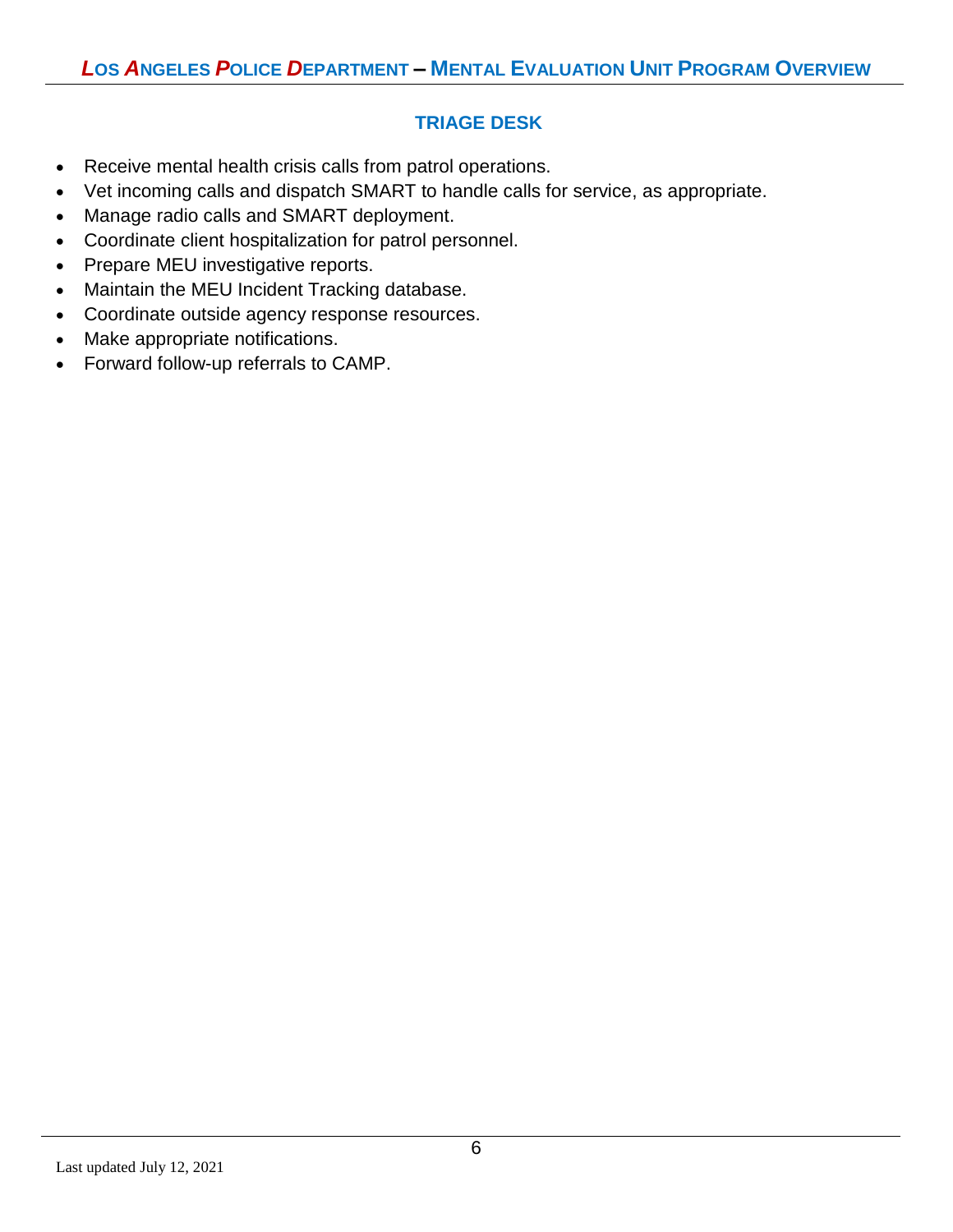## TRIAGE DESK

- Receive mental health crisis calls from patrol operations.
- Vet incoming calls and dispatch SMART to handle calls for service, as appropriate.
- Manage radio calls and SMART deployment.
- Coordinate client hospitalization for patrol personnel.
- Prepare MEU investigative reports.
- Maintain the MEU Incident Tracking database.
- Coordinate outside agency response resources.
- Make appropriate notifications.
- Forward follow-up referrals to CAMP.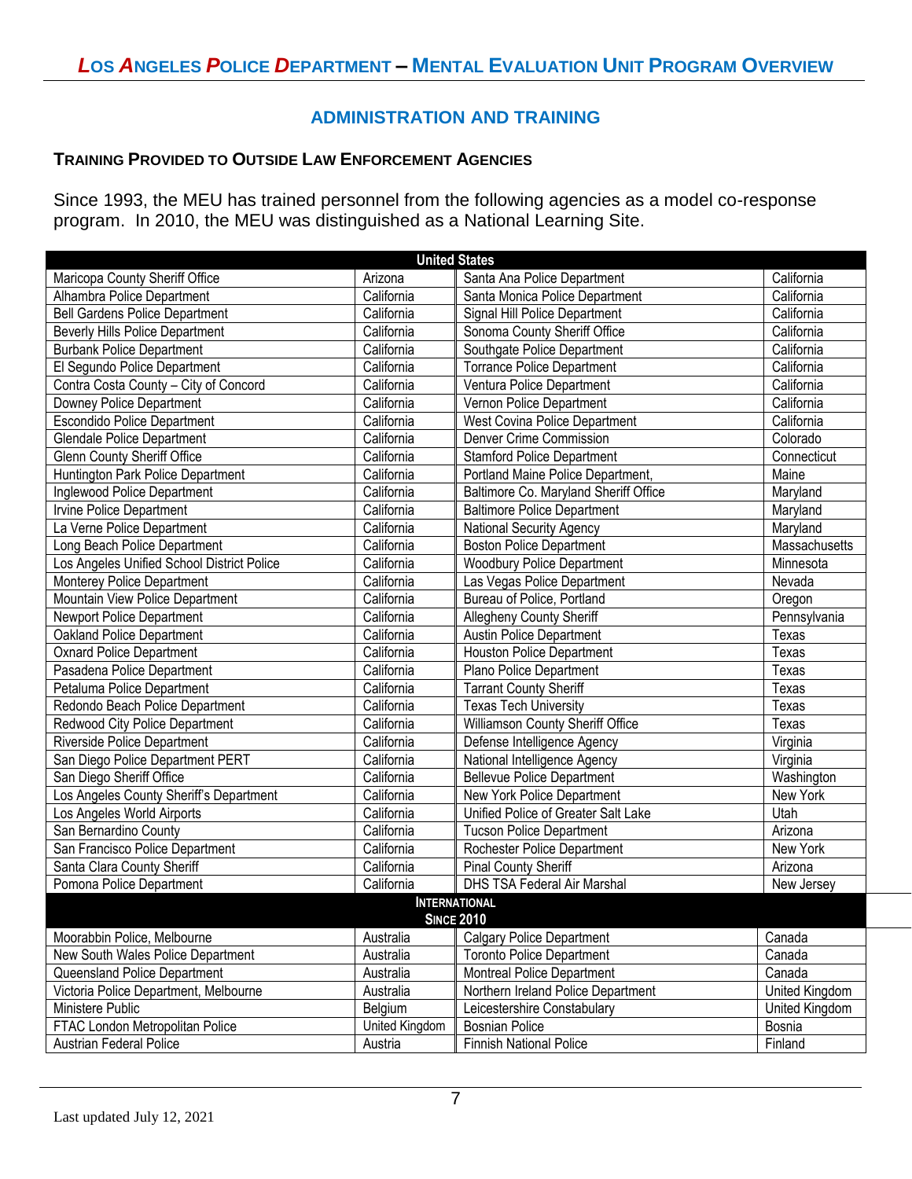## ADMINISTRATION AND TRAINING

### TRAINING PROVIDED TO OUTSIDE LAW ENFORCEMENT AGENCIES

Since 1993, the MEU has trained personnel from the following agencies as a model co-response program. In 2010, the MEU was distinguished as a National Learning Site.

| United States | | | |
|---|---|---|---|
| Maricopa County Sheriff Office | Arizona | Santa Ana Police Department | California |
| Alhambra Police Department | California | Santa Monica Police Department | California |
| Bell Gardens Police Department | California | Signal Hill Police Department | California |
| Beverly Hills Police Department | California | Sonoma County Sheriff Office | California |
| Burbank Police Department | California | Southgate Police Department | California |
| El Segundo Police Department | California | Torrance Police Department | California |
| Contra Costa County – City of Concord | California | Ventura Police Department | California |
| Downey Police Department | California | Vernon Police Department | California |
| Escondido Police Department | California | West Covina Police Department | California |
| Glendale Police Department | California | Denver Crime Commission | Colorado |
| Glenn County Sheriff Office | California | Stamford Police Department | Connecticut |
| Huntington Park Police Department | California | Portland Maine Police Department, | Maine |
| Inglewood Police Department | California | Baltimore Co. Maryland Sheriff Office | Maryland |
| Irvine Police Department | California | Baltimore Police Department | Maryland |
| La Verne Police Department | California | National Security Agency | Maryland |
| Long Beach Police Department | California | Boston Police Department | Massachusetts |
| Los Angeles Unified School District Police | California | Woodbury Police Department | Minnesota |
| Monterey Police Department | California | Las Vegas Police Department | Nevada |
| Mountain View Police Department | California | Bureau of Police, Portland | Oregon |
| Newport Police Department | California | Allegheny County Sheriff | Pennsylvania |
| Oakland Police Department | California | Austin Police Department | Texas |
| Oxnard Police Department | California | Houston Police Department | Texas |
| Pasadena Police Department | California | Plano Police Department | Texas |
| Petaluma Police Department | California | Tarrant County Sheriff | Texas |
| Redondo Beach Police Department | California | Texas Tech University | Texas |
| Redwood City Police Department | California | Williamson County Sheriff Office | Texas |
| Riverside Police Department | California | Defense Intelligence Agency | Virginia |
| San Diego Police Department PERT | California | National Intelligence Agency | Virginia |
| San Diego Sheriff Office | California | Bellevue Police Department | Washington |
| Los Angeles County Sheriff's Department | California | New York Police Department | New York |
| Los Angeles World Airports | California | Unified Police of Greater Salt Lake | Utah |
| San Bernardino County | California | Tucson Police Department | Arizona |
| San Francisco Police Department | California | Rochester Police Department | New York |
| Santa Clara County Sheriff | California | Pinal County Sheriff | Arizona |
| Pomona Police Department | California | DHS TSA Federal Air Marshal | New Jersey |
| **International Since 2010** | | | |
| Moorabbin Police, Melbourne | Australia | Calgary Police Department | Canada |
| New South Wales Police Department | Australia | Toronto Police Department | Canada |
| Queensland Police Department | Australia | Montreal Police Department | Canada |
| Victoria Police Department, Melbourne | Australia | Northern Ireland Police Department | United Kingdom |
| Ministere Public | Belgium | Leicestershire Constabulary | United Kingdom |
| FTAC London Metropolitan Police | United Kingdom | Bosnian Police | Bosnia |
| Austrian Federal Police | Austria | Finnish National Police | Finland |

Last updated July 12, 2021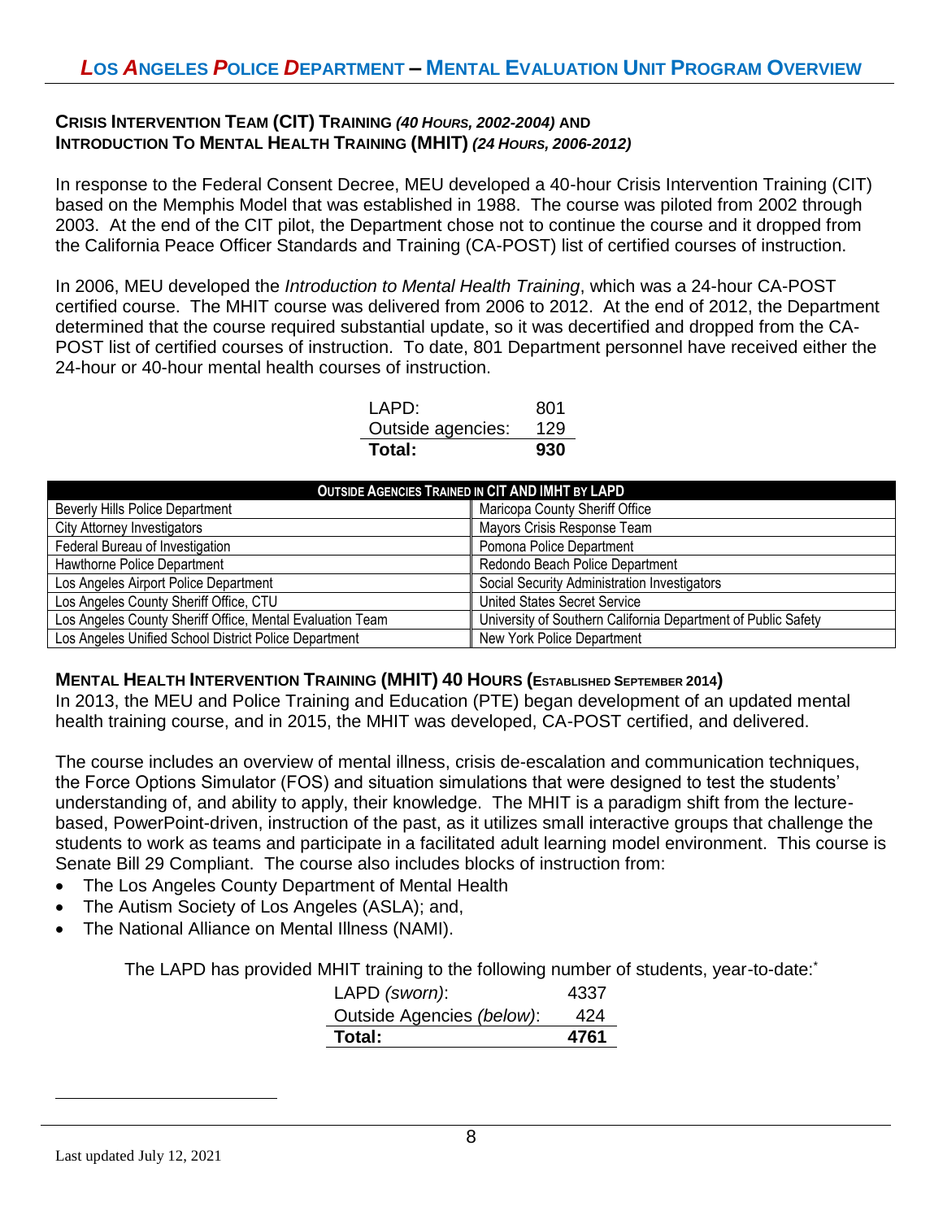### CRISIS INTERVENTION TEAM (CIT) TRAINING *(40 HOURS, 2002-2004)* AND INTRODUCTION TO MENTAL HEALTH TRAINING (MHIT) *(24 HOURS, 2006-2012)*

In response to the Federal Consent Decree, MEU developed a 40-hour Crisis Intervention Training (CIT) based on the Memphis Model that was established in 1988. The course was piloted from 2002 through 2003. At the end of the CIT pilot, the Department chose not to continue the course and it dropped from the California Peace Officer Standards and Training (CA-POST) list of certified courses of instruction.

In 2006, MEU developed the *Introduction to Mental Health Training*, which was a 24-hour CA-POST certified course. The MHIT course was delivered from 2006 to 2012. At the end of 2012, the Department determined that the course required substantial update, so it was decertified and dropped from the CA-POST list of certified courses of instruction. To date, 801 Department personnel have received either the 24-hour or 40-hour mental health courses of instruction.

| | |
|---|---|
| LAPD: | 801 |
| Outside agencies: | 129 |
| **Total:** | **930** |

| OUTSIDE AGENCIES TRAINED IN CIT AND IMHT BY LAPD | |
|---|---|
| Beverly Hills Police Department | Maricopa County Sheriff Office |
| City Attorney Investigators | Mayors Crisis Response Team |
| Federal Bureau of Investigation | Pomona Police Department |
| Hawthorne Police Department | Redondo Beach Police Department |
| Los Angeles Airport Police Department | Social Security Administration Investigators |
| Los Angeles County Sheriff Office, CTU | United States Secret Service |
| Los Angeles County Sheriff Office, Mental Evaluation Team | University of Southern California Department of Public Safety |
| Los Angeles Unified School District Police Department | New York Police Department |

### MENTAL HEALTH INTERVENTION TRAINING (MHIT) 40 HOURS (ESTABLISHED SEPTEMBER 2014)

In 2013, the MEU and Police Training and Education (PTE) began development of an updated mental health training course, and in 2015, the MHIT was developed, CA-POST certified, and delivered.

The course includes an overview of mental illness, crisis de-escalation and communication techniques, the Force Options Simulator (FOS) and situation simulations that were designed to test the students' understanding of, and ability to apply, their knowledge. The MHIT is a paradigm shift from the lecture-based, PowerPoint-driven, instruction of the past, as it utilizes small interactive groups that challenge the students to work as teams and participate in a facilitated adult learning model environment. This course is Senate Bill 29 Compliant. The course also includes blocks of instruction from:

- The Los Angeles County Department of Mental Health
- The Autism Society of Los Angeles (ASLA); and,
- The National Alliance on Mental Illness (NAMI).

The LAPD has provided MHIT training to the following number of students, year-to-date:*

| | |
|---|---|
| LAPD *(sworn)*: | 4337 |
| Outside Agencies *(below)*: | 424 |
| **Total:** | **4761** |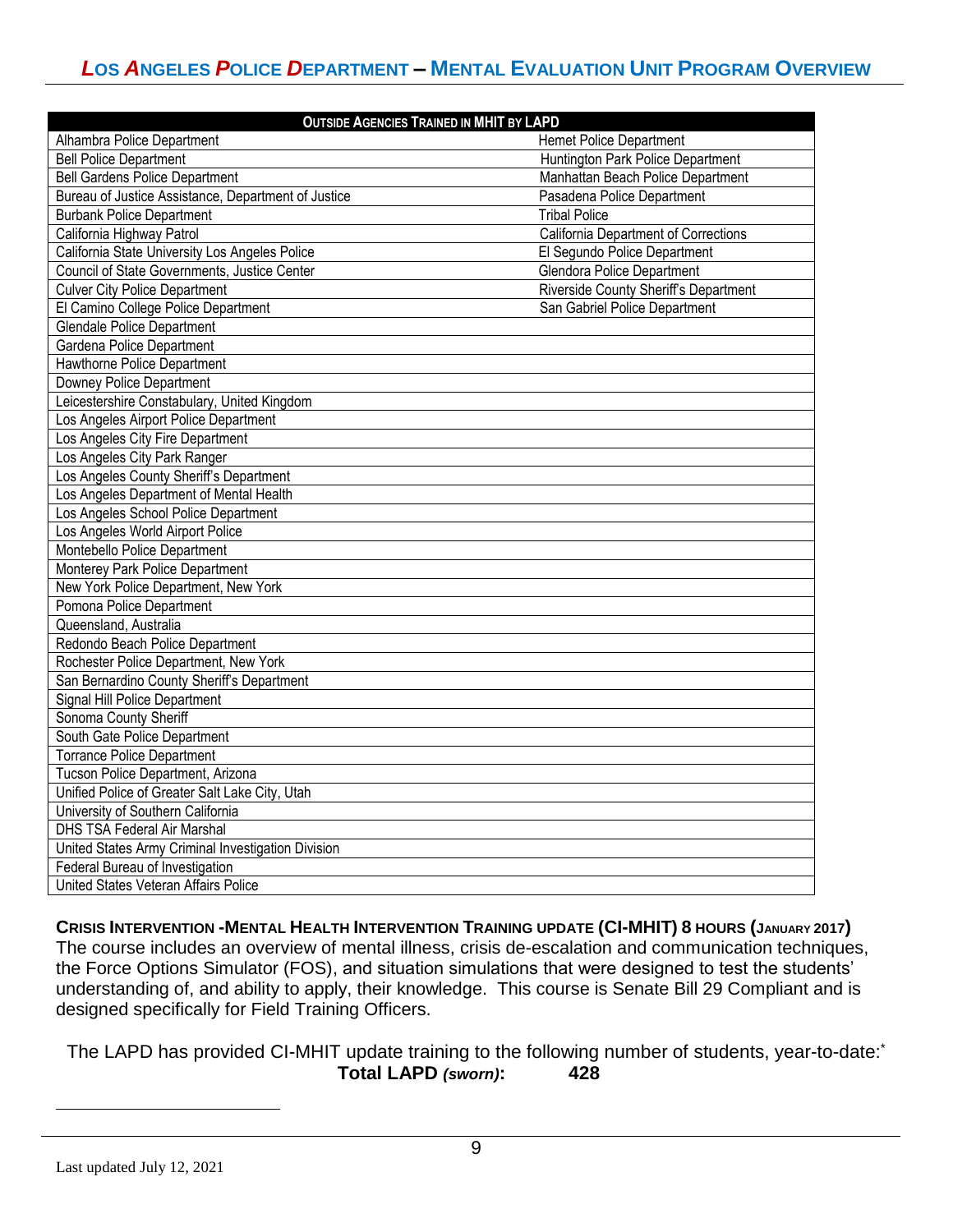| Outside Agencies Trained in MHIT by LAPD | |
|---|---|
| Alhambra Police Department | Hemet Police Department |
| Bell Police Department | Huntington Park Police Department |
| Bell Gardens Police Department | Manhattan Beach Police Department |
| Bureau of Justice Assistance, Department of Justice | Pasadena Police Department |
| Burbank Police Department | Tribal Police |
| California Highway Patrol | California Department of Corrections |
| California State University Los Angeles Police | El Segundo Police Department |
| Council of State Governments, Justice Center | Glendora Police Department |
| Culver City Police Department | Riverside County Sheriff's Department |
| El Camino College Police Department | San Gabriel Police Department |
| Glendale Police Department | |
| Gardena Police Department | |
| Hawthorne Police Department | |
| Downey Police Department | |
| Leicestershire Constabulary, United Kingdom | |
| Los Angeles Airport Police Department | |
| Los Angeles City Fire Department | |
| Los Angeles City Park Ranger | |
| Los Angeles County Sheriff's Department | |
| Los Angeles Department of Mental Health | |
| Los Angeles School Police Department | |
| Los Angeles World Airport Police | |
| Montebello Police Department | |
| Monterey Park Police Department | |
| New York Police Department, New York | |
| Pomona Police Department | |
| Queensland, Australia | |
| Redondo Beach Police Department | |
| Rochester Police Department, New York | |
| San Bernardino County Sheriff's Department | |
| Signal Hill Police Department | |
| Sonoma County Sheriff | |
| South Gate Police Department | |
| Torrance Police Department | |
| Tucson Police Department, Arizona | |
| Unified Police of Greater Salt Lake City, Utah | |
| University of Southern California | |
| DHS TSA Federal Air Marshal | |
| United States Army Criminal Investigation Division | |
| Federal Bureau of Investigation | |
| United States Veteran Affairs Police | |

**CRISIS INTERVENTION -MENTAL HEALTH INTERVENTION TRAINING UPDATE (CI-MHIT) 8 HOURS (JANUARY 2017)**
The course includes an overview of mental illness, crisis de-escalation and communication techniques, the Force Options Simulator (FOS), and situation simulations that were designed to test the students' understanding of, and ability to apply, their knowledge. This course is Senate Bill 29 Compliant and is designed specifically for Field Training Officers.

The LAPD has provided CI-MHIT update training to the following number of students, year-to-date:[*]

**Total LAPD *(sworn)*: 428**

Last updated July 12, 2021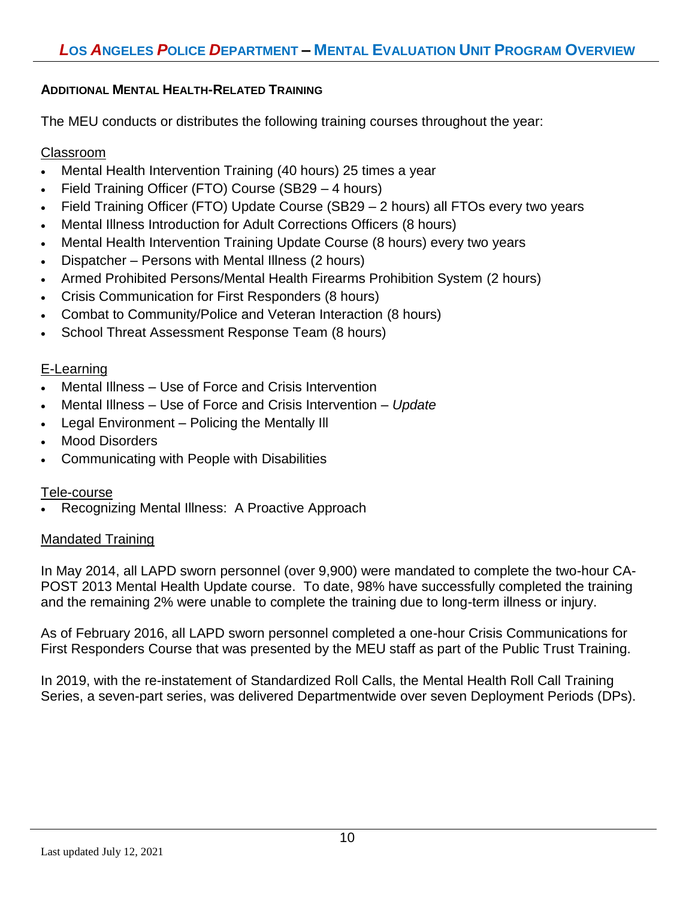## ADDITIONAL MENTAL HEALTH-RELATED TRAINING

The MEU conducts or distributes the following training courses throughout the year:

Classroom

- Mental Health Intervention Training (40 hours) 25 times a year
- Field Training Officer (FTO) Course (SB29 – 4 hours)
- Field Training Officer (FTO) Update Course (SB29 – 2 hours) all FTOs every two years
- Mental Illness Introduction for Adult Corrections Officers (8 hours)
- Mental Health Intervention Training Update Course (8 hours) every two years
- Dispatcher – Persons with Mental Illness (2 hours)
- Armed Prohibited Persons/Mental Health Firearms Prohibition System (2 hours)
- Crisis Communication for First Responders (8 hours)
- Combat to Community/Police and Veteran Interaction (8 hours)
- School Threat Assessment Response Team (8 hours)

E-Learning

- Mental Illness – Use of Force and Crisis Intervention
- Mental Illness – Use of Force and Crisis Intervention – *Update*
- Legal Environment – Policing the Mentally Ill
- Mood Disorders
- Communicating with People with Disabilities

Tele-course

- Recognizing Mental Illness: A Proactive Approach

Mandated Training

In May 2014, all LAPD sworn personnel (over 9,900) were mandated to complete the two-hour CA-POST 2013 Mental Health Update course. To date, 98% have successfully completed the training and the remaining 2% were unable to complete the training due to long-term illness or injury.

As of February 2016, all LAPD sworn personnel completed a one-hour Crisis Communications for First Responders Course that was presented by the MEU staff as part of the Public Trust Training.

In 2019, with the re-instatement of Standardized Roll Calls, the Mental Health Roll Call Training Series, a seven-part series, was delivered Departmentwide over seven Deployment Periods (DPs).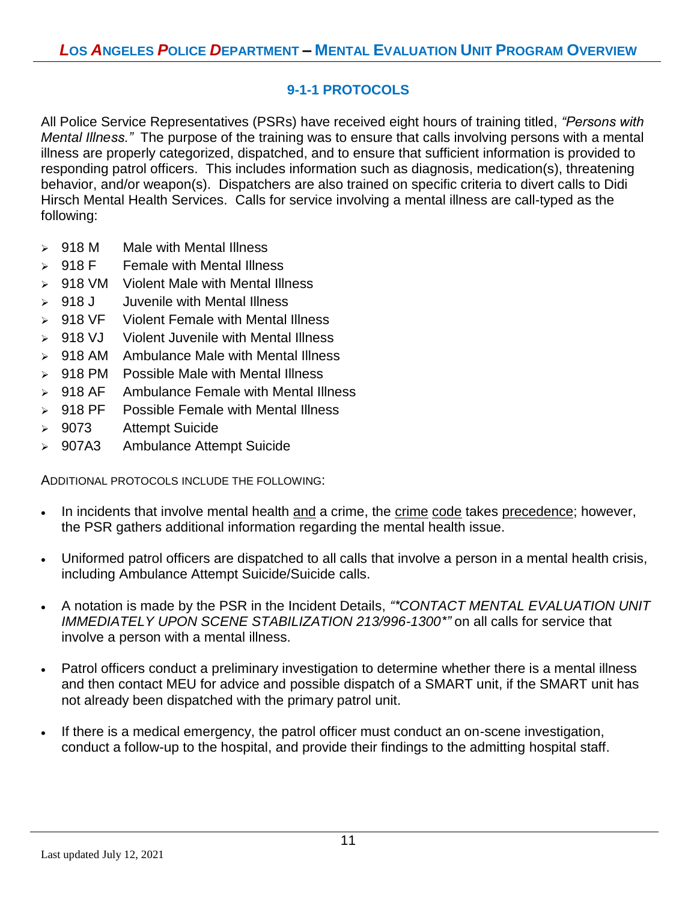## 9-1-1 PROTOCOLS

All Police Service Representatives (PSRs) have received eight hours of training titled, *"Persons with Mental Illness."* The purpose of the training was to ensure that calls involving persons with a mental illness are properly categorized, dispatched, and to ensure that sufficient information is provided to responding patrol officers. This includes information such as diagnosis, medication(s), threatening behavior, and/or weapon(s). Dispatchers are also trained on specific criteria to divert calls to Didi Hirsch Mental Health Services. Calls for service involving a mental illness are call-typed as the following:

- 918 M Male with Mental Illness
- 918 F Female with Mental Illness
- 918 VM Violent Male with Mental Illness
- 918 J Juvenile with Mental Illness
- 918 VF Violent Female with Mental Illness
- 918 VJ Violent Juvenile with Mental Illness
- 918 AM Ambulance Male with Mental Illness
- 918 PM Possible Male with Mental Illness
- 918 AF Ambulance Female with Mental Illness
- 918 PF Possible Female with Mental Illness
- 9073 Attempt Suicide
- 907A3 Ambulance Attempt Suicide

ADDITIONAL PROTOCOLS INCLUDE THE FOLLOWING:

- In incidents that involve mental health and a crime, the crime code takes precedence; however, the PSR gathers additional information regarding the mental health issue.
- Uniformed patrol officers are dispatched to all calls that involve a person in a mental health crisis, including Ambulance Attempt Suicide/Suicide calls.
- A notation is made by the PSR in the Incident Details, *"*CONTACT MENTAL EVALUATION UNIT IMMEDIATELY UPON SCENE STABILIZATION 213/996-1300*"* on all calls for service that involve a person with a mental illness.
- Patrol officers conduct a preliminary investigation to determine whether there is a mental illness and then contact MEU for advice and possible dispatch of a SMART unit, if the SMART unit has not already been dispatched with the primary patrol unit.
- If there is a medical emergency, the patrol officer must conduct an on-scene investigation, conduct a follow-up to the hospital, and provide their findings to the admitting hospital staff.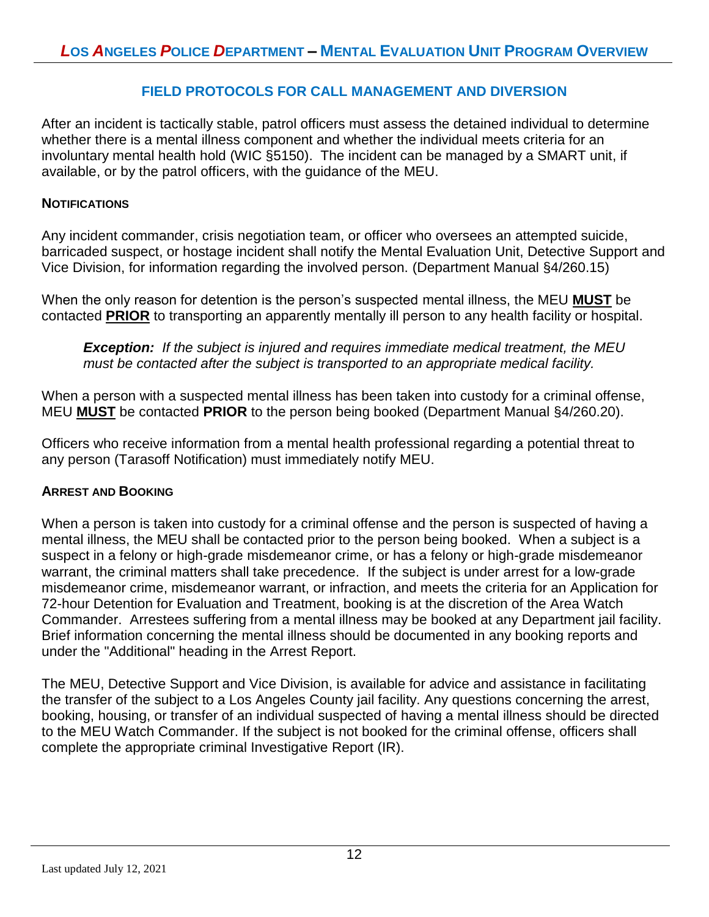## FIELD PROTOCOLS FOR CALL MANAGEMENT AND DIVERSION

After an incident is tactically stable, patrol officers must assess the detained individual to determine whether there is a mental illness component and whether the individual meets criteria for an involuntary mental health hold (WIC §5150). The incident can be managed by a SMART unit, if available, or by the patrol officers, with the guidance of the MEU.

### NOTIFICATIONS

Any incident commander, crisis negotiation team, or officer who oversees an attempted suicide, barricaded suspect, or hostage incident shall notify the Mental Evaluation Unit, Detective Support and Vice Division, for information regarding the involved person. (Department Manual §4/260.15)

When the only reason for detention is the person's suspected mental illness, the MEU **MUST** be contacted **PRIOR** to transporting an apparently mentally ill person to any health facility or hospital.

> ***Exception:*** *If the subject is injured and requires immediate medical treatment, the MEU must be contacted after the subject is transported to an appropriate medical facility.*

When a person with a suspected mental illness has been taken into custody for a criminal offense, MEU **MUST** be contacted **PRIOR** to the person being booked (Department Manual §4/260.20).

Officers who receive information from a mental health professional regarding a potential threat to any person (Tarasoff Notification) must immediately notify MEU.

### ARREST AND BOOKING

When a person is taken into custody for a criminal offense and the person is suspected of having a mental illness, the MEU shall be contacted prior to the person being booked. When a subject is a suspect in a felony or high-grade misdemeanor crime, or has a felony or high-grade misdemeanor warrant, the criminal matters shall take precedence. If the subject is under arrest for a low-grade misdemeanor crime, misdemeanor warrant, or infraction, and meets the criteria for an Application for 72-hour Detention for Evaluation and Treatment, booking is at the discretion of the Area Watch Commander. Arrestees suffering from a mental illness may be booked at any Department jail facility. Brief information concerning the mental illness should be documented in any booking reports and under the "Additional" heading in the Arrest Report.

The MEU, Detective Support and Vice Division, is available for advice and assistance in facilitating the transfer of the subject to a Los Angeles County jail facility. Any questions concerning the arrest, booking, housing, or transfer of an individual suspected of having a mental illness should be directed to the MEU Watch Commander. If the subject is not booked for the criminal offense, officers shall complete the appropriate criminal Investigative Report (IR).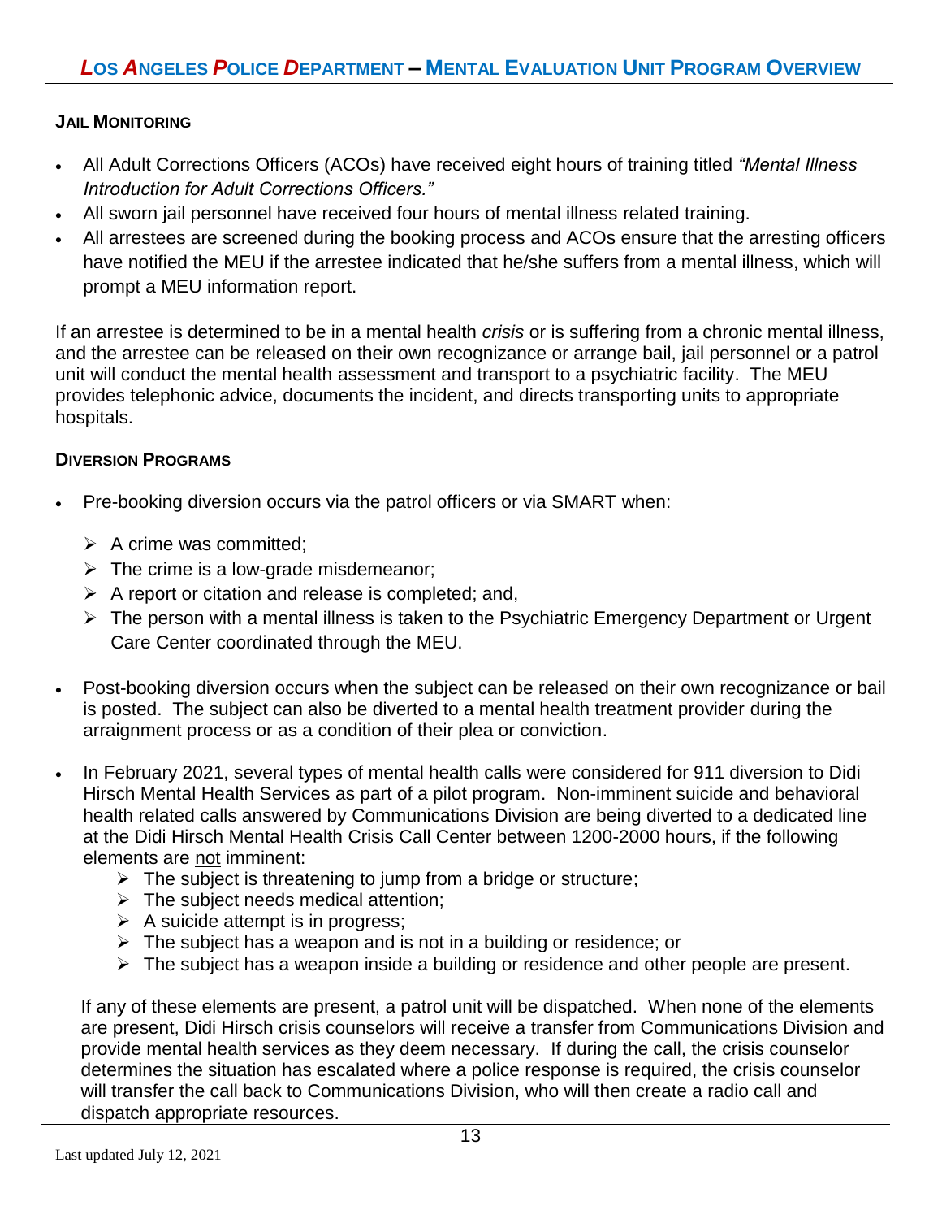### Jail Monitoring

- All Adult Corrections Officers (ACOs) have received eight hours of training titled *"Mental Illness Introduction for Adult Corrections Officers."*
- All sworn jail personnel have received four hours of mental illness related training.
- All arrestees are screened during the booking process and ACOs ensure that the arresting officers have notified the MEU if the arrestee indicated that he/she suffers from a mental illness, which will prompt a MEU information report.

If an arrestee is determined to be in a mental health *crisis* or is suffering from a chronic mental illness, and the arrestee can be released on their own recognizance or arrange bail, jail personnel or a patrol unit will conduct the mental health assessment and transport to a psychiatric facility. The MEU provides telephonic advice, documents the incident, and directs transporting units to appropriate hospitals.

### Diversion Programs

- Pre-booking diversion occurs via the patrol officers or via SMART when:
  - A crime was committed;
  - The crime is a low-grade misdemeanor;
  - A report or citation and release is completed; and,
  - The person with a mental illness is taken to the Psychiatric Emergency Department or Urgent Care Center coordinated through the MEU.
- Post-booking diversion occurs when the subject can be released on their own recognizance or bail is posted. The subject can also be diverted to a mental health treatment provider during the arraignment process or as a condition of their plea or conviction.
- In February 2021, several types of mental health calls were considered for 911 diversion to Didi Hirsch Mental Health Services as part of a pilot program. Non-imminent suicide and behavioral health related calls answered by Communications Division are being diverted to a dedicated line at the Didi Hirsch Mental Health Crisis Call Center between 1200-2000 hours, if the following elements are not imminent:
  - The subject is threatening to jump from a bridge or structure;
  - The subject needs medical attention;
  - A suicide attempt is in progress;
  - The subject has a weapon and is not in a building or residence; or
  - The subject has a weapon inside a building or residence and other people are present.

  If any of these elements are present, a patrol unit will be dispatched. When none of the elements are present, Didi Hirsch crisis counselors will receive a transfer from Communications Division and provide mental health services as they deem necessary. If during the call, the crisis counselor determines the situation has escalated where a police response is required, the crisis counselor will transfer the call back to Communications Division, who will then create a radio call and dispatch appropriate resources.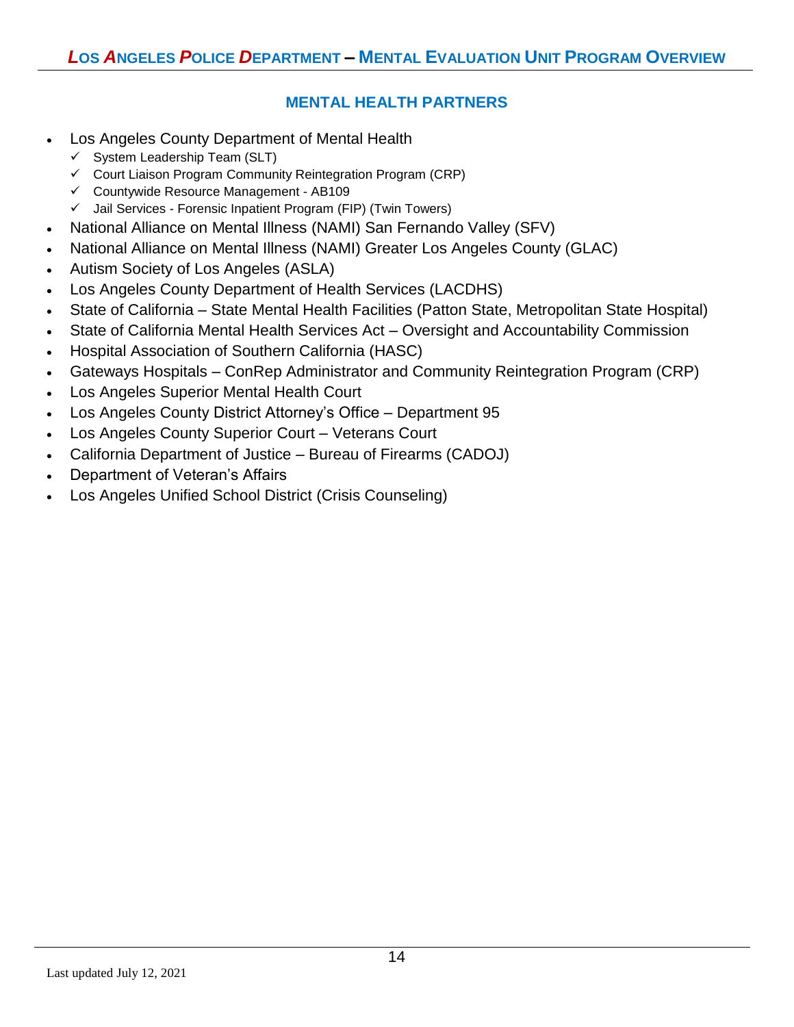## MENTAL HEALTH PARTNERS

- Los Angeles County Department of Mental Health
  - ✓ System Leadership Team (SLT)
  - ✓ Court Liaison Program Community Reintegration Program (CRP)
  - ✓ Countywide Resource Management - AB109
  - ✓ Jail Services - Forensic Inpatient Program (FIP) (Twin Towers)
- National Alliance on Mental Illness (NAMI) San Fernando Valley (SFV)
- National Alliance on Mental Illness (NAMI) Greater Los Angeles County (GLAC)
- Autism Society of Los Angeles (ASLA)
- Los Angeles County Department of Health Services (LACDHS)
- State of California – State Mental Health Facilities (Patton State, Metropolitan State Hospital)
- State of California Mental Health Services Act – Oversight and Accountability Commission
- Hospital Association of Southern California (HASC)
- Gateways Hospitals – ConRep Administrator and Community Reintegration Program (CRP)
- Los Angeles Superior Mental Health Court
- Los Angeles County District Attorney's Office – Department 95
- Los Angeles County Superior Court – Veterans Court
- California Department of Justice – Bureau of Firearms (CADOJ)
- Department of Veteran's Affairs
- Los Angeles Unified School District (Crisis Counseling)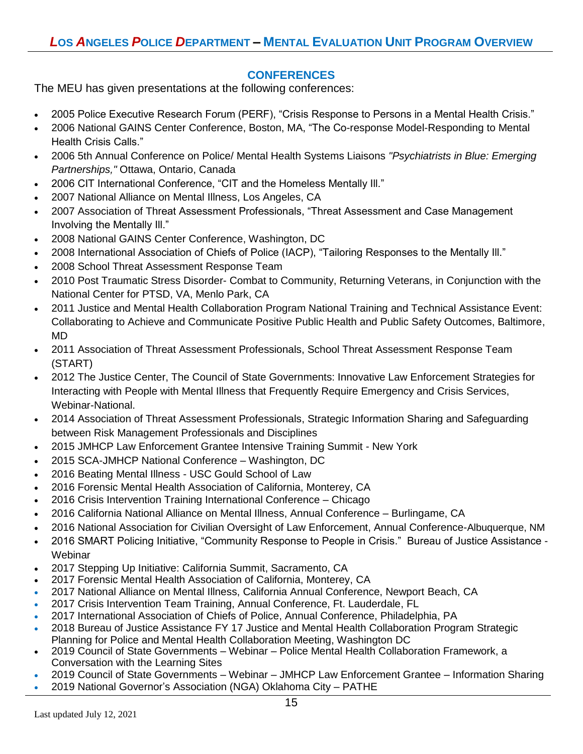## CONFERENCES

The MEU has given presentations at the following conferences:

- 2005 Police Executive Research Forum (PERF), “Crisis Response to Persons in a Mental Health Crisis.”
- 2006 National GAINS Center Conference, Boston, MA, “The Co-response Model-Responding to Mental Health Crisis Calls.”
- 2006 5th Annual Conference on Police/ Mental Health Systems Liaisons *"Psychiatrists in Blue: Emerging Partnerships,"* Ottawa, Ontario, Canada
- 2006 CIT International Conference, “CIT and the Homeless Mentally Ill.”
- 2007 National Alliance on Mental Illness, Los Angeles, CA
- 2007 Association of Threat Assessment Professionals, “Threat Assessment and Case Management Involving the Mentally Ill.”
- 2008 National GAINS Center Conference, Washington, DC
- 2008 International Association of Chiefs of Police (IACP), “Tailoring Responses to the Mentally Ill.”
- 2008 School Threat Assessment Response Team
- 2010 Post Traumatic Stress Disorder- Combat to Community, Returning Veterans, in Conjunction with the National Center for PTSD, VA, Menlo Park, CA
- 2011 Justice and Mental Health Collaboration Program National Training and Technical Assistance Event: Collaborating to Achieve and Communicate Positive Public Health and Public Safety Outcomes, Baltimore, MD
- 2011 Association of Threat Assessment Professionals, School Threat Assessment Response Team (START)
- 2012 The Justice Center, The Council of State Governments: Innovative Law Enforcement Strategies for Interacting with People with Mental Illness that Frequently Require Emergency and Crisis Services, Webinar-National.
- 2014 Association of Threat Assessment Professionals, Strategic Information Sharing and Safeguarding between Risk Management Professionals and Disciplines
- 2015 JMHCP Law Enforcement Grantee Intensive Training Summit - New York
- 2015 SCA-JMHCP National Conference – Washington, DC
- 2016 Beating Mental Illness - USC Gould School of Law
- 2016 Forensic Mental Health Association of California, Monterey, CA
- 2016 Crisis Intervention Training International Conference – Chicago
- 2016 California National Alliance on Mental Illness, Annual Conference – Burlingame, CA
- 2016 National Association for Civilian Oversight of Law Enforcement, Annual Conference-Albuquerque, NM
- 2016 SMART Policing Initiative, “Community Response to People in Crisis.” Bureau of Justice Assistance - Webinar
- 2017 Stepping Up Initiative: California Summit, Sacramento, CA
- 2017 Forensic Mental Health Association of California, Monterey, CA
- 2017 National Alliance on Mental Illness, California Annual Conference, Newport Beach, CA
- 2017 Crisis Intervention Team Training, Annual Conference, Ft. Lauderdale, FL
- 2017 International Association of Chiefs of Police, Annual Conference, Philadelphia, PA
- 2018 Bureau of Justice Assistance FY 17 Justice and Mental Health Collaboration Program Strategic Planning for Police and Mental Health Collaboration Meeting, Washington DC
- 2019 Council of State Governments – Webinar – Police Mental Health Collaboration Framework, a Conversation with the Learning Sites
- 2019 Council of State Governments – Webinar – JMHCP Law Enforcement Grantee – Information Sharing
- 2019 National Governor’s Association (NGA) Oklahoma City – PATHE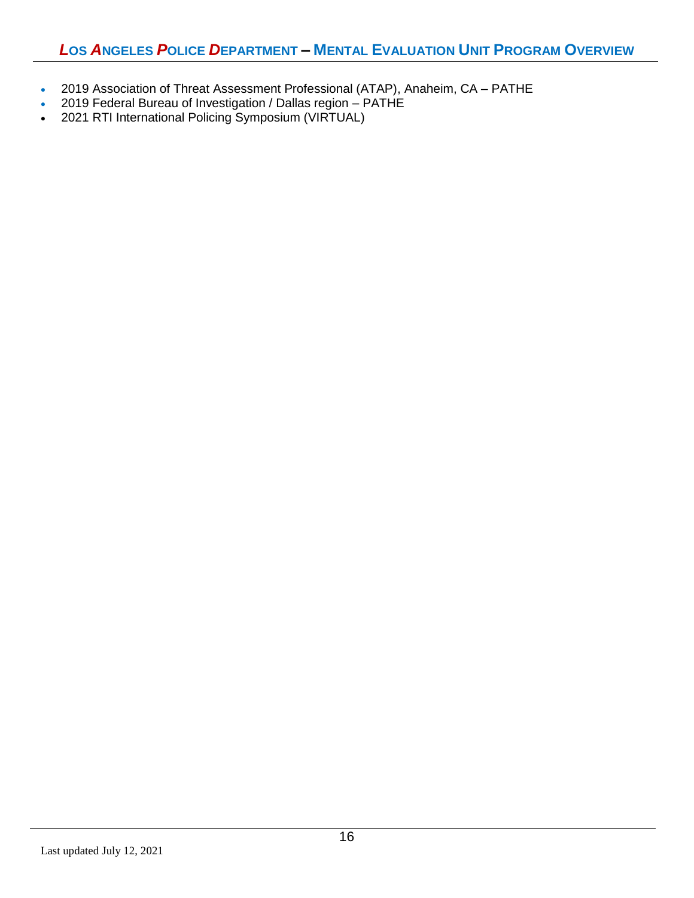- 2019 Association of Threat Assessment Professional (ATAP), Anaheim, CA – PATHE
- 2019 Federal Bureau of Investigation / Dallas region – PATHE
- 2021 RTI International Policing Symposium (VIRTUAL)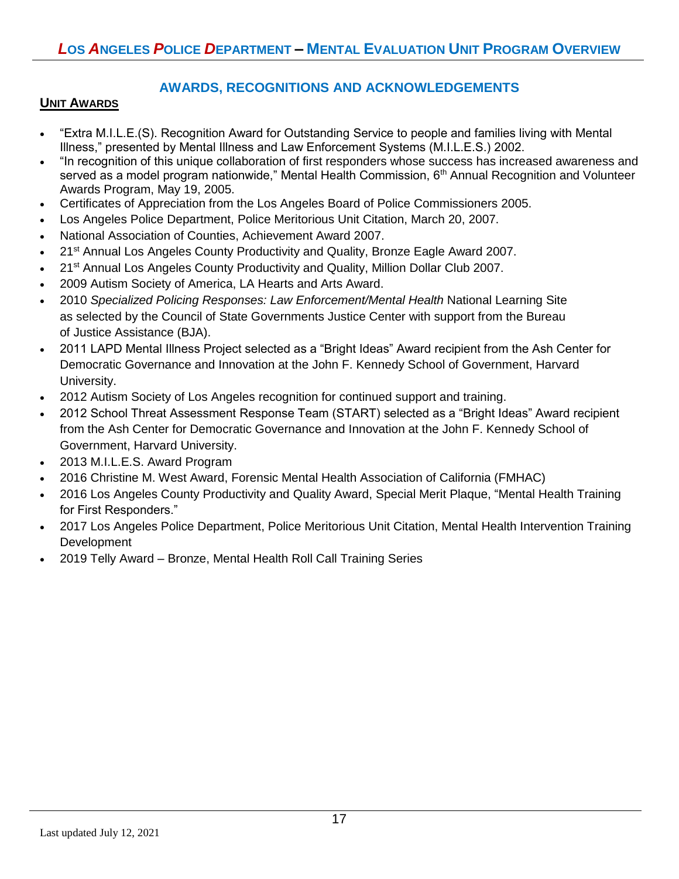## AWARDS, RECOGNITIONS AND ACKNOWLEDGEMENTS

### UNIT AWARDS

- "Extra M.I.L.E.(S). Recognition Award for Outstanding Service to people and families living with Mental Illness," presented by Mental Illness and Law Enforcement Systems (M.I.L.E.S.) 2002.
- "In recognition of this unique collaboration of first responders whose success has increased awareness and served as a model program nationwide," Mental Health Commission, 6th Annual Recognition and Volunteer Awards Program, May 19, 2005.
- Certificates of Appreciation from the Los Angeles Board of Police Commissioners 2005.
- Los Angeles Police Department, Police Meritorious Unit Citation, March 20, 2007.
- National Association of Counties, Achievement Award 2007.
- 21st Annual Los Angeles County Productivity and Quality, Bronze Eagle Award 2007.
- 21st Annual Los Angeles County Productivity and Quality, Million Dollar Club 2007.
- 2009 Autism Society of America, LA Hearts and Arts Award.
- 2010 *Specialized Policing Responses: Law Enforcement/Mental Health* National Learning Site as selected by the Council of State Governments Justice Center with support from the Bureau of Justice Assistance (BJA).
- 2011 LAPD Mental Illness Project selected as a "Bright Ideas" Award recipient from the Ash Center for Democratic Governance and Innovation at the John F. Kennedy School of Government, Harvard University.
- 2012 Autism Society of Los Angeles recognition for continued support and training.
- 2012 School Threat Assessment Response Team (START) selected as a "Bright Ideas" Award recipient from the Ash Center for Democratic Governance and Innovation at the John F. Kennedy School of Government, Harvard University.
- 2013 M.I.L.E.S. Award Program
- 2016 Christine M. West Award, Forensic Mental Health Association of California (FMHAC)
- 2016 Los Angeles County Productivity and Quality Award, Special Merit Plaque, "Mental Health Training for First Responders."
- 2017 Los Angeles Police Department, Police Meritorious Unit Citation, Mental Health Intervention Training Development
- 2019 Telly Award – Bronze, Mental Health Roll Call Training Series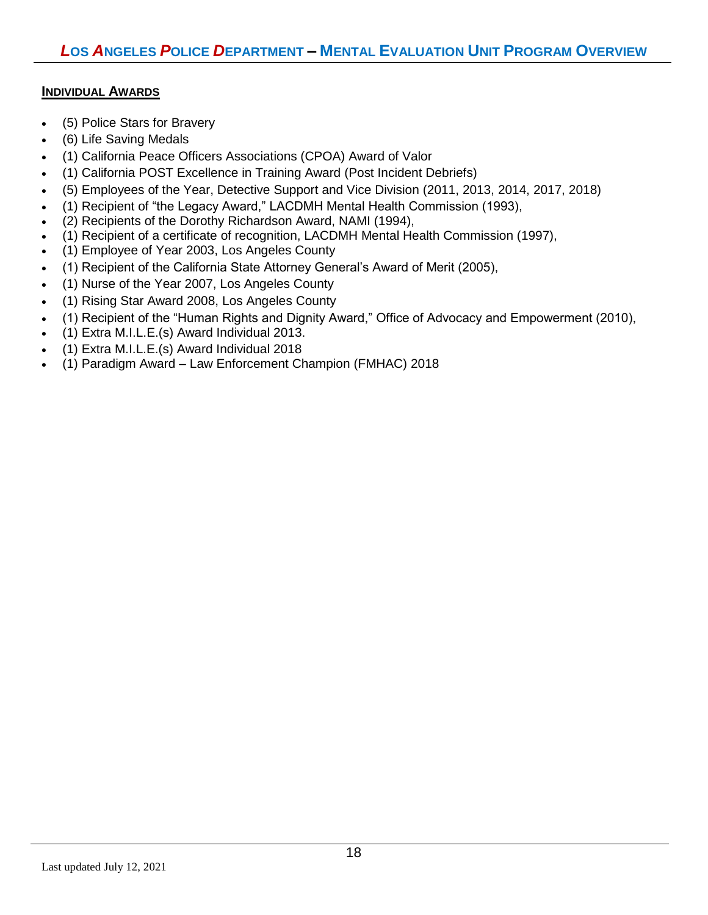## Individual Awards

- (5) Police Stars for Bravery
- (6) Life Saving Medals
- (1) California Peace Officers Associations (CPOA) Award of Valor
- (1) California POST Excellence in Training Award (Post Incident Debriefs)
- (5) Employees of the Year, Detective Support and Vice Division (2011, 2013, 2014, 2017, 2018)
- (1) Recipient of "the Legacy Award," LACDMH Mental Health Commission (1993),
- (2) Recipients of the Dorothy Richardson Award, NAMI (1994),
- (1) Recipient of a certificate of recognition, LACDMH Mental Health Commission (1997),
- (1) Employee of Year 2003, Los Angeles County
- (1) Recipient of the California State Attorney General's Award of Merit (2005),
- (1) Nurse of the Year 2007, Los Angeles County
- (1) Rising Star Award 2008, Los Angeles County
- (1) Recipient of the "Human Rights and Dignity Award," Office of Advocacy and Empowerment (2010),
- (1) Extra M.I.L.E.(s) Award Individual 2013.
- (1) Extra M.I.L.E.(s) Award Individual 2018
- (1) Paradigm Award – Law Enforcement Champion (FMHAC) 2018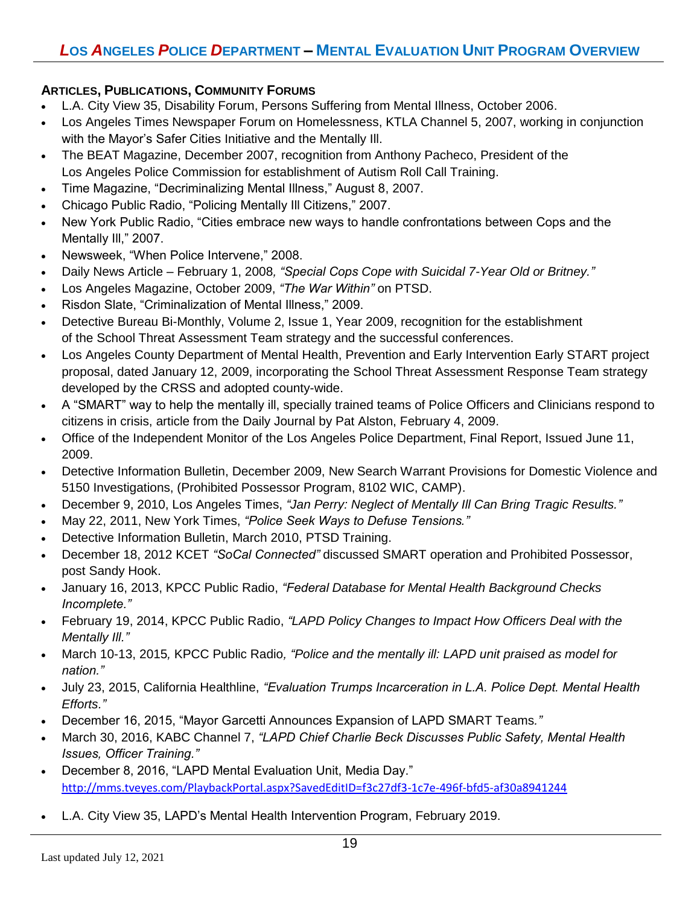## ARTICLES, PUBLICATIONS, COMMUNITY FORUMS

- L.A. City View 35, Disability Forum, Persons Suffering from Mental Illness, October 2006.
- Los Angeles Times Newspaper Forum on Homelessness, KTLA Channel 5, 2007, working in conjunction with the Mayor's Safer Cities Initiative and the Mentally Ill.
- The BEAT Magazine, December 2007, recognition from Anthony Pacheco, President of the Los Angeles Police Commission for establishment of Autism Roll Call Training.
- Time Magazine, "Decriminalizing Mental Illness," August 8, 2007.
- Chicago Public Radio, "Policing Mentally Ill Citizens," 2007.
- New York Public Radio, "Cities embrace new ways to handle confrontations between Cops and the Mentally Ill," 2007.
- Newsweek, "When Police Intervene," 2008.
- Daily News Article – February 1, 2008*, "Special Cops Cope with Suicidal 7-Year Old or Britney."*
- Los Angeles Magazine, October 2009, *"The War Within"* on PTSD.
- Risdon Slate, "Criminalization of Mental Illness," 2009.
- Detective Bureau Bi-Monthly, Volume 2, Issue 1, Year 2009, recognition for the establishment of the School Threat Assessment Team strategy and the successful conferences.
- Los Angeles County Department of Mental Health, Prevention and Early Intervention Early START project proposal, dated January 12, 2009, incorporating the School Threat Assessment Response Team strategy developed by the CRSS and adopted county-wide.
- A "SMART" way to help the mentally ill, specially trained teams of Police Officers and Clinicians respond to citizens in crisis, article from the Daily Journal by Pat Alston, February 4, 2009.
- Office of the Independent Monitor of the Los Angeles Police Department, Final Report, Issued June 11, 2009.
- Detective Information Bulletin, December 2009, New Search Warrant Provisions for Domestic Violence and 5150 Investigations, (Prohibited Possessor Program, 8102 WIC, CAMP).
- December 9, 2010, Los Angeles Times, *"Jan Perry: Neglect of Mentally Ill Can Bring Tragic Results."*
- May 22, 2011, New York Times, *"Police Seek Ways to Defuse Tensions."*
- Detective Information Bulletin, March 2010, PTSD Training.
- December 18, 2012 KCET *"SoCal Connected"* discussed SMART operation and Prohibited Possessor, post Sandy Hook.
- January 16, 2013, KPCC Public Radio, *"Federal Database for Mental Health Background Checks Incomplete."*
- February 19, 2014, KPCC Public Radio, *"LAPD Policy Changes to Impact How Officers Deal with the Mentally Ill."*
- March 10-13, 2015*,* KPCC Public Radio*, "Police and the mentally ill: LAPD unit praised as model for nation."*
- July 23, 2015, California Healthline, *"Evaluation Trumps Incarceration in L.A. Police Dept. Mental Health Efforts."*
- December 16, 2015, "Mayor Garcetti Announces Expansion of LAPD SMART Teams*."*
- March 30, 2016, KABC Channel 7, *"LAPD Chief Charlie Beck Discusses Public Safety, Mental Health Issues, Officer Training."*
- December 8, 2016, "LAPD Mental Evaluation Unit, Media Day." http://mms.tveyes.com/PlaybackPortal.aspx?SavedEditID=f3c27df3-1c7e-496f-bfd5-af30a8941244
- L.A. City View 35, LAPD's Mental Health Intervention Program, February 2019.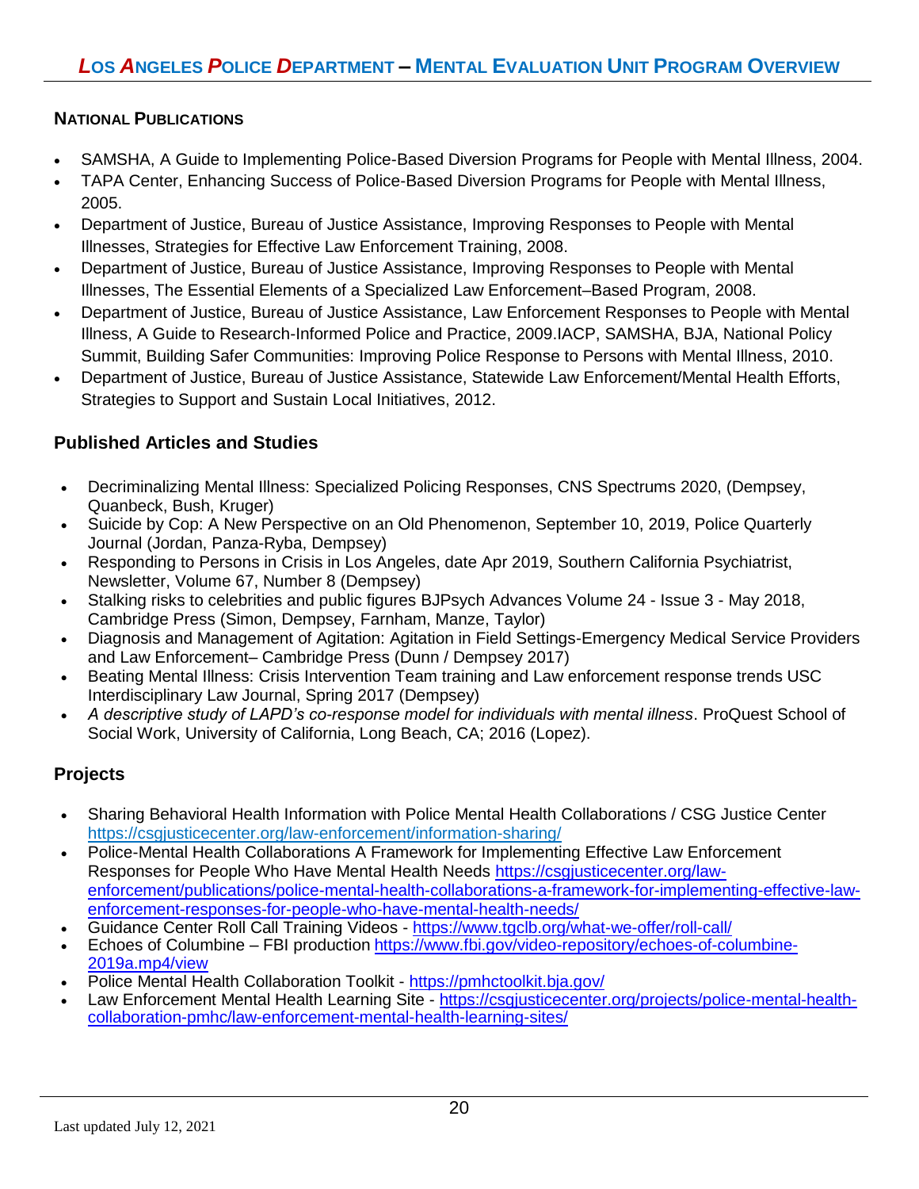## NATIONAL PUBLICATIONS

- SAMSHA, A Guide to Implementing Police-Based Diversion Programs for People with Mental Illness, 2004.
- TAPA Center, Enhancing Success of Police-Based Diversion Programs for People with Mental Illness, 2005.
- Department of Justice, Bureau of Justice Assistance, Improving Responses to People with Mental Illnesses, Strategies for Effective Law Enforcement Training, 2008.
- Department of Justice, Bureau of Justice Assistance, Improving Responses to People with Mental Illnesses, The Essential Elements of a Specialized Law Enforcement–Based Program, 2008.
- Department of Justice, Bureau of Justice Assistance, Law Enforcement Responses to People with Mental Illness, A Guide to Research-Informed Police and Practice, 2009.IACP, SAMSHA, BJA, National Policy Summit, Building Safer Communities: Improving Police Response to Persons with Mental Illness, 2010.
- Department of Justice, Bureau of Justice Assistance, Statewide Law Enforcement/Mental Health Efforts, Strategies to Support and Sustain Local Initiatives, 2012.

## Published Articles and Studies

- Decriminalizing Mental Illness: Specialized Policing Responses, CNS Spectrums 2020, (Dempsey, Quanbeck, Bush, Kruger)
- Suicide by Cop: A New Perspective on an Old Phenomenon, September 10, 2019, Police Quarterly Journal (Jordan, Panza-Ryba, Dempsey)
- Responding to Persons in Crisis in Los Angeles, date Apr 2019, Southern California Psychiatrist, Newsletter, Volume 67, Number 8 (Dempsey)
- Stalking risks to celebrities and public figures BJPsych Advances Volume 24 - Issue 3 - May 2018, Cambridge Press (Simon, Dempsey, Farnham, Manze, Taylor)
- Diagnosis and Management of Agitation: Agitation in Field Settings-Emergency Medical Service Providers and Law Enforcement– Cambridge Press (Dunn / Dempsey 2017)
- Beating Mental Illness: Crisis Intervention Team training and Law enforcement response trends USC Interdisciplinary Law Journal, Spring 2017 (Dempsey)
- *A descriptive study of LAPD's co-response model for individuals with mental illness*. ProQuest School of Social Work, University of California, Long Beach, CA; 2016 (Lopez).

## Projects

- Sharing Behavioral Health Information with Police Mental Health Collaborations / CSG Justice Center https://csgjusticecenter.org/law-enforcement/information-sharing/
- Police-Mental Health Collaborations A Framework for Implementing Effective Law Enforcement Responses for People Who Have Mental Health Needs https://csgjusticecenter.org/law-enforcement/publications/police-mental-health-collaborations-a-framework-for-implementing-effective-law-enforcement-responses-for-people-who-have-mental-health-needs/
- Guidance Center Roll Call Training Videos - https://www.tgclb.org/what-we-offer/roll-call/
- Echoes of Columbine – FBI production https://www.fbi.gov/video-repository/echoes-of-columbine-2019a.mp4/view
- Police Mental Health Collaboration Toolkit - https://pmhctoolkit.bja.gov/
- Law Enforcement Mental Health Learning Site - https://csgjusticecenter.org/projects/police-mental-health-collaboration-pmhc/law-enforcement-mental-health-learning-sites/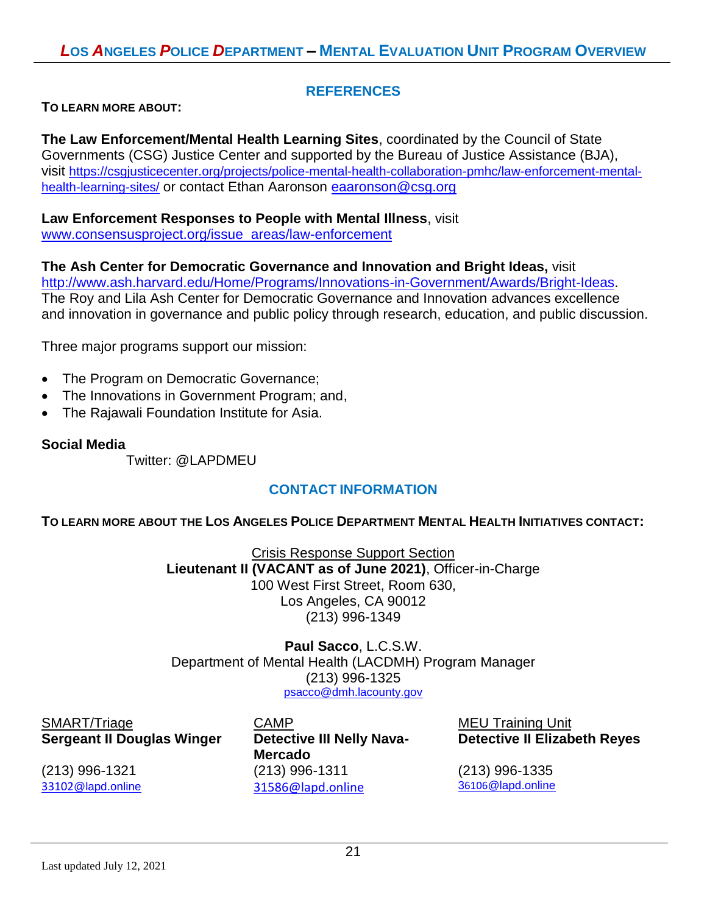## REFERENCES

**TO LEARN MORE ABOUT:**

**The Law Enforcement/Mental Health Learning Sites**, coordinated by the Council of State Governments (CSG) Justice Center and supported by the Bureau of Justice Assistance (BJA), visit https://csgjusticecenter.org/projects/police-mental-health-collaboration-pmhc/law-enforcement-mental-health-learning-sites/ or contact Ethan Aaronson eaaronson@csg.org

**Law Enforcement Responses to People with Mental Illness**, visit www.consensusproject.org/issue_areas/law-enforcement

**The Ash Center for Democratic Governance and Innovation and Bright Ideas,** visit http://www.ash.harvard.edu/Home/Programs/Innovations-in-Government/Awards/Bright-Ideas. The Roy and Lila Ash Center for Democratic Governance and Innovation advances excellence and innovation in governance and public policy through research, education, and public discussion.

Three major programs support our mission:

- The Program on Democratic Governance;
- The Innovations in Government Program; and,
- The Rajawali Foundation Institute for Asia.

**Social Media**

Twitter: @LAPDMEU

## CONTACT INFORMATION

**TO LEARN MORE ABOUT THE LOS ANGELES POLICE DEPARTMENT MENTAL HEALTH INITIATIVES CONTACT:**

Crisis Response Support Section
**Lieutenant II (VACANT as of June 2021)**, Officer-in-Charge
100 West First Street, Room 630,
Los Angeles, CA 90012
(213) 996-1349

**Paul Sacco**, L.C.S.W.
Department of Mental Health (LACDMH) Program Manager
(213) 996-1325
psacco@dmh.lacounty.gov

SMART/Triage
**Sergeant II Douglas Winger**
(213) 996-1321
33102@lapd.online

CAMP
**Detective III Nelly Nava-Mercado**
(213) 996-1311
31586@lapd.online

MEU Training Unit
**Detective II Elizabeth Reyes**
(213) 996-1335
36106@lapd.online

Last updated July 12, 2021